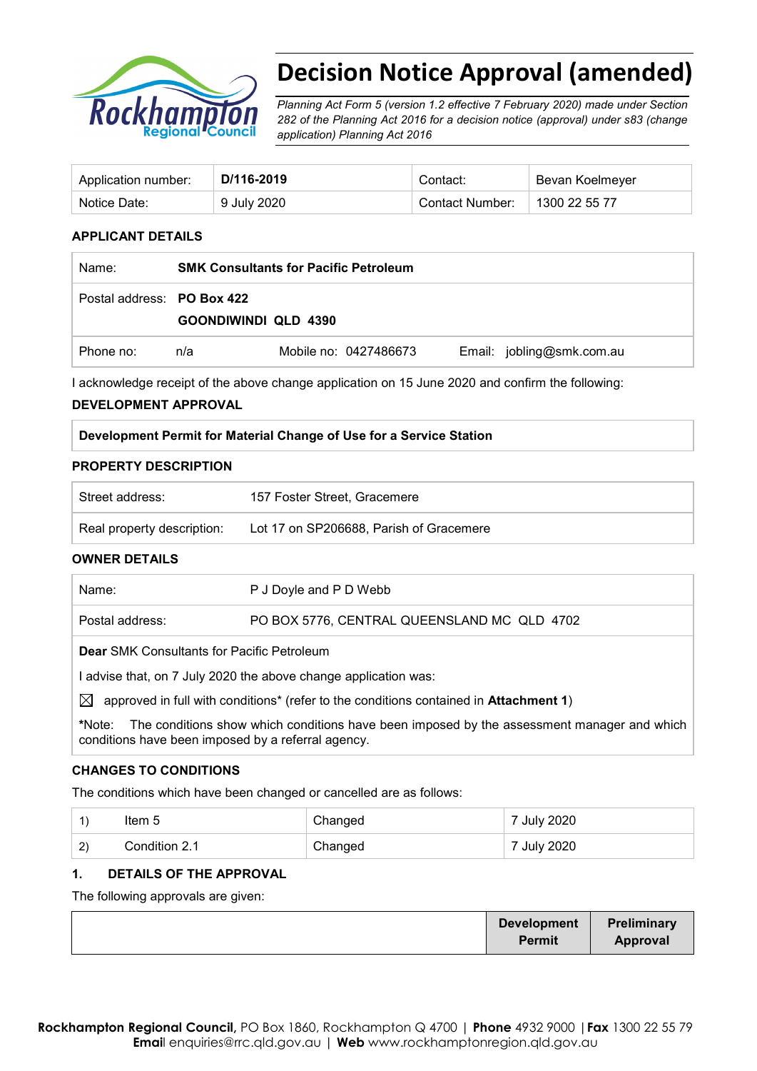# Decision Notice Approval (amended)

*Planning Act Form 5 (version 1.2 effective 7 February 2020) made under Section 282 of the Planning Act 2016 for a decision notice (approval) under s83 (change application) Planning Act 2016*

| Application number: | **D/116-2019** | Contact: | Bevan Koelmeyer |
|---|---|---|---|
| Notice Date: | 9 July 2020 | Contact Number: | 1300 22 55 77 |

## APPLICANT DETAILS

| Name: | **SMK Consultants for Pacific Petroleum** | | |
|---|---|---|---|
| Postal address: | **PO Box 422**<br>**GOONDIWINDI QLD 4390** | | |
| Phone no: n/a | Mobile no: 0427486673 | Email: jobling@smk.com.au | |

I acknowledge receipt of the above change application on 15 June 2020 and confirm the following:

## DEVELOPMENT APPROVAL

**Development Permit for Material Change of Use for a Service Station**

## PROPERTY DESCRIPTION

| Street address: | 157 Foster Street, Gracemere |
|---|---|
| Real property description: | Lot 17 on SP206688, Parish of Gracemere |

## OWNER DETAILS

| Name: | P J Doyle and P D Webb |
|---|---|
| Postal address: | PO BOX 5776, CENTRAL QUEENSLAND MC QLD 4702 |

**Dear** SMK Consultants for Pacific Petroleum

I advise that, on 7 July 2020 the above change application was:

☒ approved in full with conditions* (refer to the conditions contained in **Attachment 1**)

*Note: The conditions show which conditions have been imposed by the assessment manager and which conditions have been imposed by a referral agency.

## CHANGES TO CONDITIONS

The conditions which have been changed or cancelled are as follows:

| | | | |
|---|---|---|---|
| 1) | Item 5 | Changed | 7 July 2020 |
| 2) | Condition 2.1 | Changed | 7 July 2020 |

## 1. DETAILS OF THE APPROVAL

The following approvals are given:

| | **Development Permit** | **Preliminary Approval** |
|---|---|---|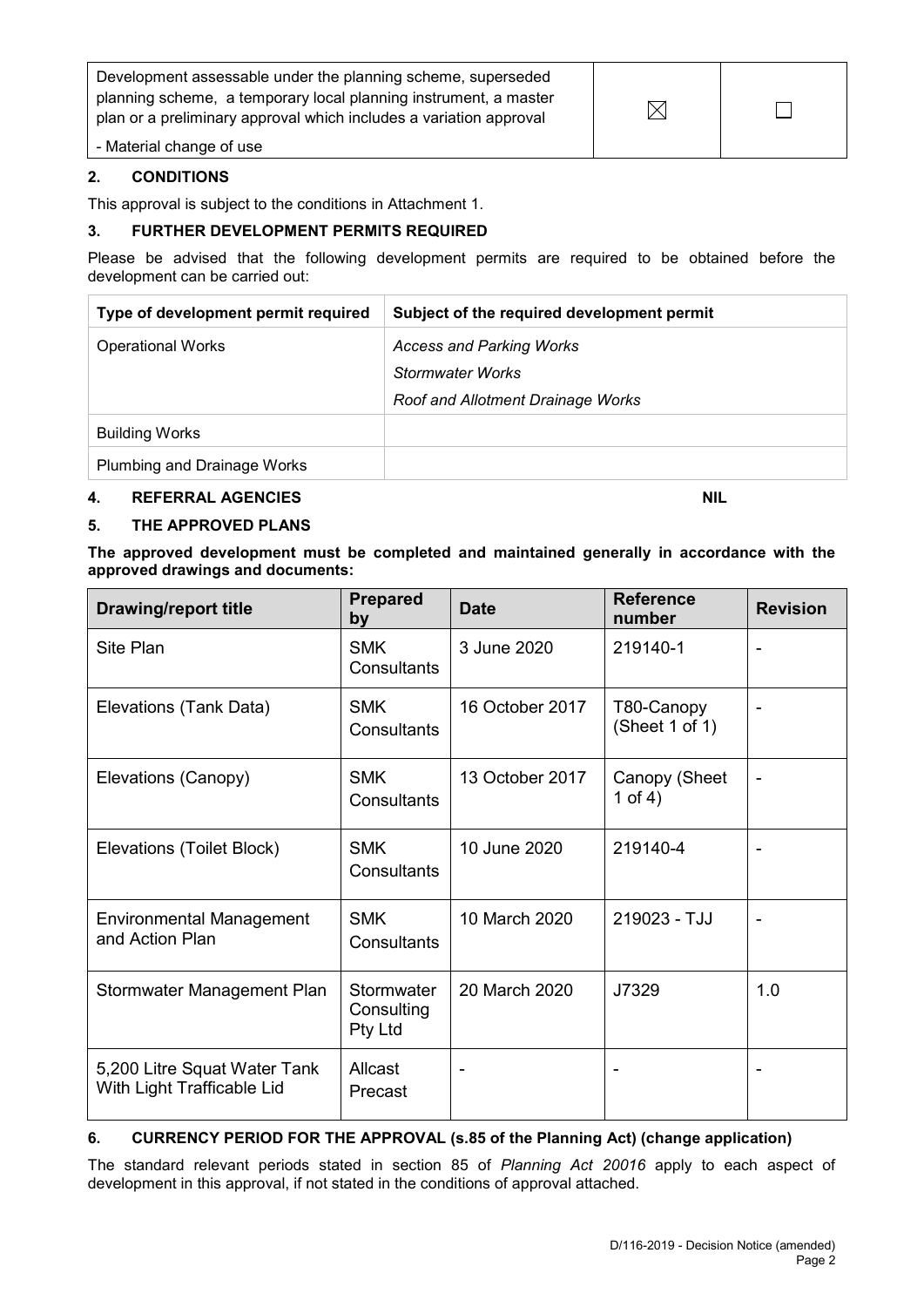| Development assessable under the planning scheme, superseded planning scheme, a temporary local planning instrument, a master plan or a preliminary approval which includes a variation approval<br><br>- Material change of use | ☒ | ☐ |
|---|---|---|

## 2. CONDITIONS

This approval is subject to the conditions in Attachment 1.

## 3. FURTHER DEVELOPMENT PERMITS REQUIRED

Please be advised that the following development permits are required to be obtained before the development can be carried out:

| Type of development permit required | Subject of the required development permit |
|---|---|
| Operational Works | *Access and Parking Works*<br>*Stormwater Works*<br>*Roof and Allotment Drainage Works* |
| Building Works | |
| Plumbing and Drainage Works | |

## 4. REFERRAL AGENCIES NIL

## 5. THE APPROVED PLANS

**The approved development must be completed and maintained generally in accordance with the approved drawings and documents:**

| Drawing/report title | Prepared by | Date | Reference number | Revision |
|---|---|---|---|---|
| Site Plan | SMK Consultants | 3 June 2020 | 219140-1 | - |
| Elevations (Tank Data) | SMK Consultants | 16 October 2017 | T80-Canopy (Sheet 1 of 1) | - |
| Elevations (Canopy) | SMK Consultants | 13 October 2017 | Canopy (Sheet 1 of 4) | - |
| Elevations (Toilet Block) | SMK Consultants | 10 June 2020 | 219140-4 | - |
| Environmental Management and Action Plan | SMK Consultants | 10 March 2020 | 219023 - TJJ | - |
| Stormwater Management Plan | Stormwater Consulting Pty Ltd | 20 March 2020 | J7329 | 1.0 |
| 5,200 Litre Squat Water Tank With Light Trafficable Lid | Allcast Precast | - | - | - |

## 6. CURRENCY PERIOD FOR THE APPROVAL (s.85 of the Planning Act) (change application)

The standard relevant periods stated in section 85 of *Planning Act 20016* apply to each aspect of development in this approval, if not stated in the conditions of approval attached.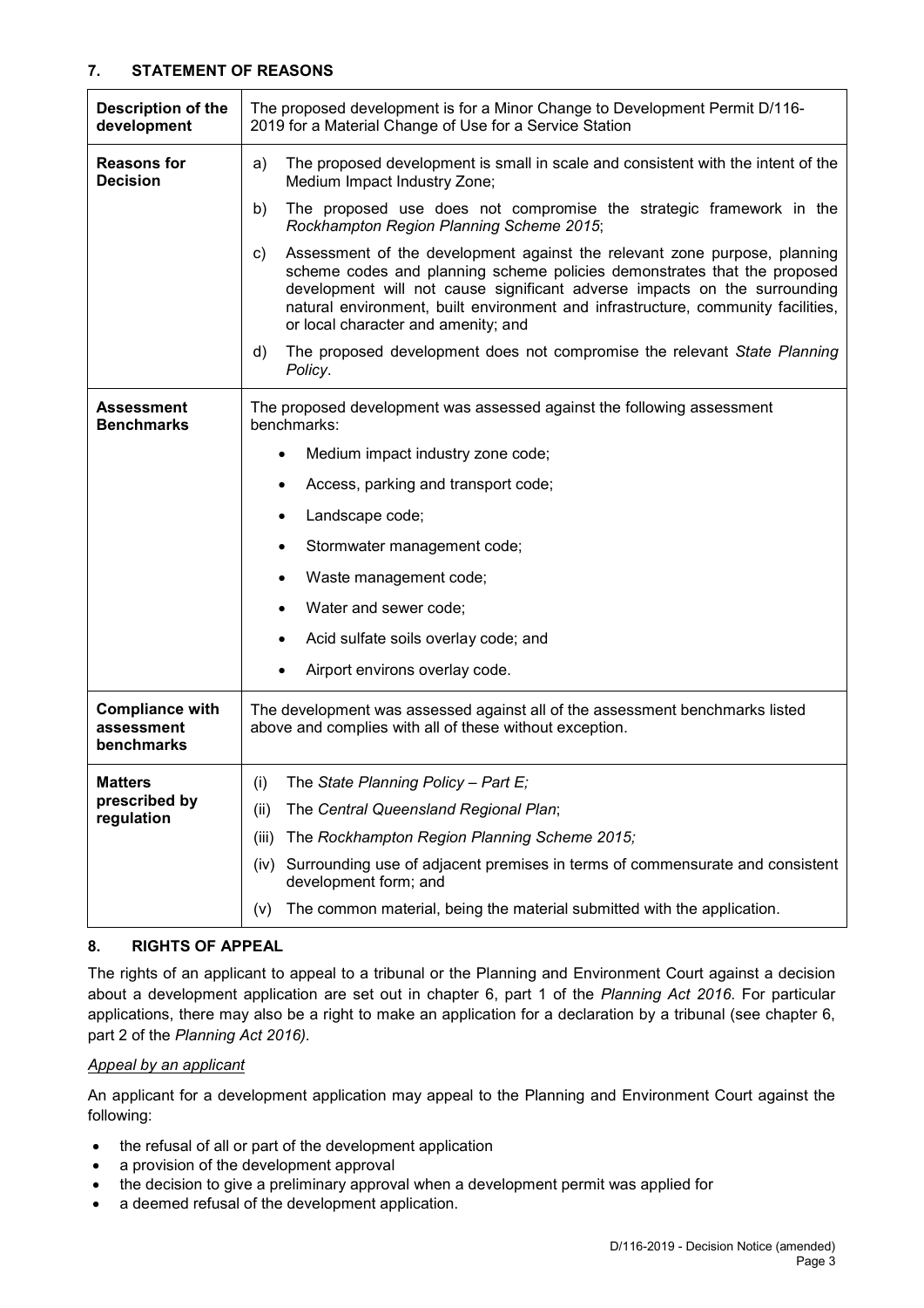## 7. STATEMENT OF REASONS

| | |
|---|---|
| **Description of the development** | The proposed development is for a Minor Change to Development Permit D/116-2019 for a Material Change of Use for a Service Station |
| **Reasons for Decision** | a) The proposed development is small in scale and consistent with the intent of the Medium Impact Industry Zone;<br>b) The proposed use does not compromise the strategic framework in the *Rockhampton Region Planning Scheme 2015*;<br>c) Assessment of the development against the relevant zone purpose, planning scheme codes and planning scheme policies demonstrates that the proposed development will not cause significant adverse impacts on the surrounding natural environment, built environment and infrastructure, community facilities, or local character and amenity; and<br>d) The proposed development does not compromise the relevant *State Planning Policy*. |
| **Assessment Benchmarks** | The proposed development was assessed against the following assessment benchmarks:<br>• Medium impact industry zone code;<br>• Access, parking and transport code;<br>• Landscape code;<br>• Stormwater management code;<br>• Waste management code;<br>• Water and sewer code;<br>• Acid sulfate soils overlay code; and<br>• Airport environs overlay code. |
| **Compliance with assessment benchmarks** | The development was assessed against all of the assessment benchmarks listed above and complies with all of these without exception. |
| **Matters prescribed by regulation** | (i) The *State Planning Policy – Part E;*<br>(ii) The *Central Queensland Regional Plan*;<br>(iii) The *Rockhampton Region Planning Scheme 2015;*<br>(iv) Surrounding use of adjacent premises in terms of commensurate and consistent development form; and<br>(v) The common material, being the material submitted with the application. |

## 8. RIGHTS OF APPEAL

The rights of an applicant to appeal to a tribunal or the Planning and Environment Court against a decision about a development application are set out in chapter 6, part 1 of the *Planning Act 2016*. For particular applications, there may also be a right to make an application for a declaration by a tribunal (see chapter 6, part 2 of the *Planning Act 2016).*

*Appeal by an applicant*

An applicant for a development application may appeal to the Planning and Environment Court against the following:

- the refusal of all or part of the development application
- a provision of the development approval
- the decision to give a preliminary approval when a development permit was applied for
- a deemed refusal of the development application.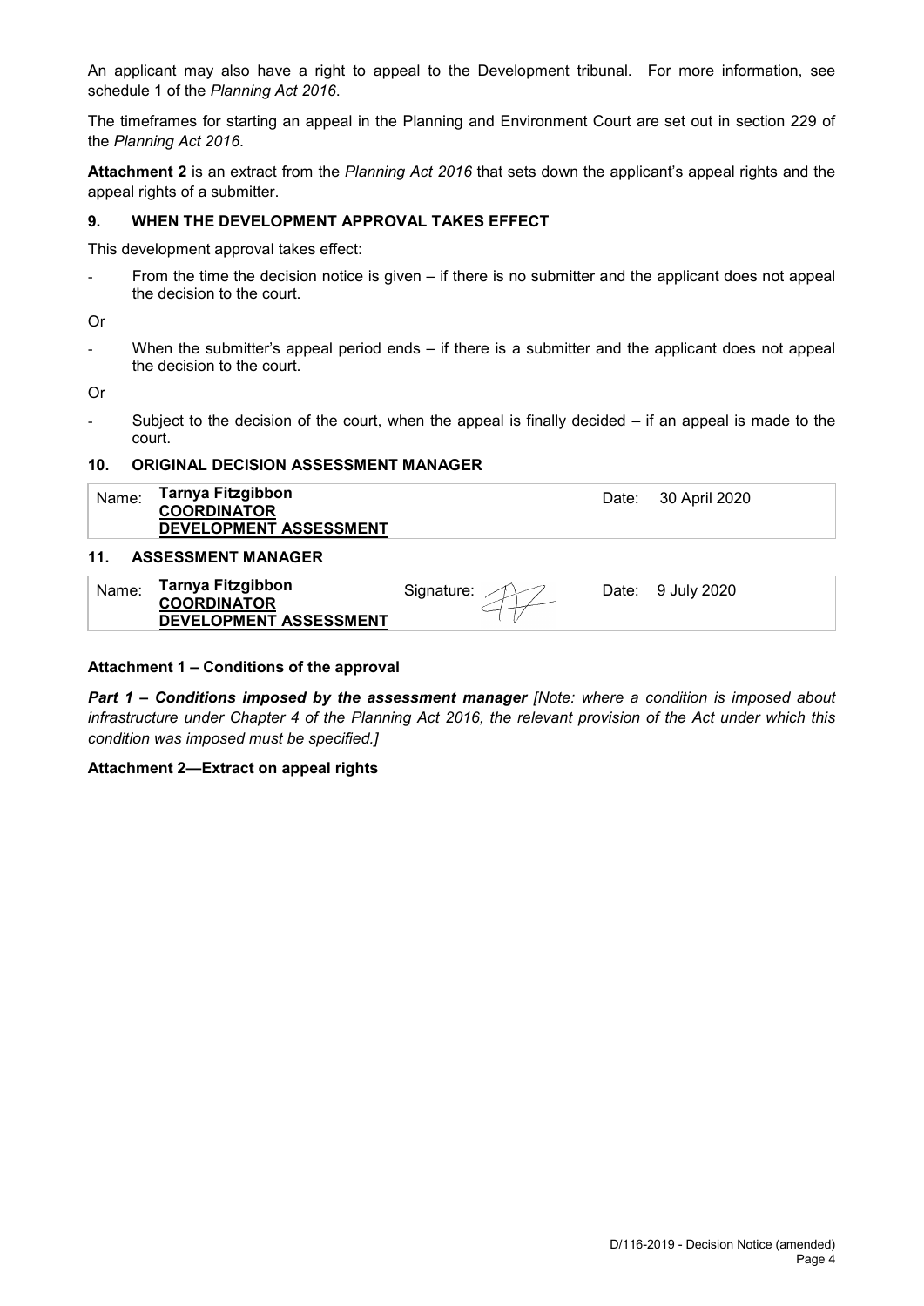An applicant may also have a right to appeal to the Development tribunal. For more information, see schedule 1 of the *Planning Act 2016*.

The timeframes for starting an appeal in the Planning and Environment Court are set out in section 229 of the *Planning Act 2016*.

**Attachment 2** is an extract from the *Planning Act 2016* that sets down the applicant's appeal rights and the appeal rights of a submitter.

## 9. WHEN THE DEVELOPMENT APPROVAL TAKES EFFECT

This development approval takes effect:

- From the time the decision notice is given – if there is no submitter and the applicant does not appeal the decision to the court.

Or

- When the submitter's appeal period ends – if there is a submitter and the applicant does not appeal the decision to the court.

Or

- Subject to the decision of the court, when the appeal is finally decided – if an appeal is made to the court.

## 10. ORIGINAL DECISION ASSESSMENT MANAGER

| Name: | **Tarnya Fitzgibbon**<br>**COORDINATOR**<br>**DEVELOPMENT ASSESSMENT** | Date: | 30 April 2020 |
|---|---|---|---|

## 11. ASSESSMENT MANAGER

| Name: | **Tarnya Fitzgibbon**<br>**COORDINATOR**<br>**DEVELOPMENT ASSESSMENT** | Signature: | | Date: | 9 July 2020 |
|---|---|---|---|---|---|

**Attachment 1 – Conditions of the approval**

***Part 1 – Conditions imposed by the assessment manager*** *[Note: where a condition is imposed about infrastructure under Chapter 4 of the Planning Act 2016, the relevant provision of the Act under which this condition was imposed must be specified.]*

**Attachment 2—Extract on appeal rights**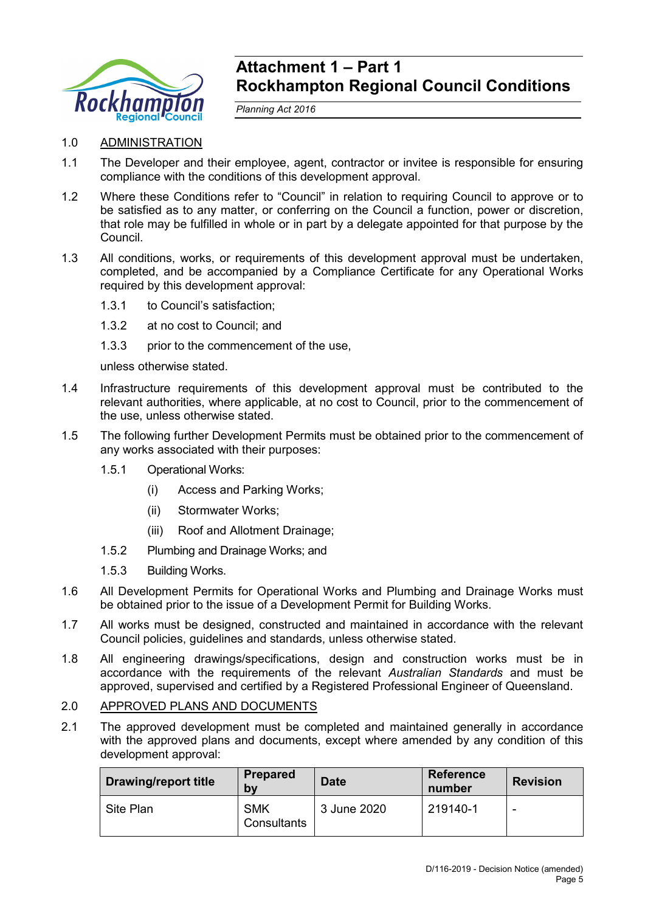# Attachment 1 – Part 1
# Rockhampton Regional Council Conditions

*Planning Act 2016*

1.0 ADMINISTRATION

1.1 The Developer and their employee, agent, contractor or invitee is responsible for ensuring compliance with the conditions of this development approval.

1.2 Where these Conditions refer to "Council" in relation to requiring Council to approve or to be satisfied as to any matter, or conferring on the Council a function, power or discretion, that role may be fulfilled in whole or in part by a delegate appointed for that purpose by the Council.

1.3 All conditions, works, or requirements of this development approval must be undertaken, completed, and be accompanied by a Compliance Certificate for any Operational Works required by this development approval:

1.3.1 to Council's satisfaction;

1.3.2 at no cost to Council; and

1.3.3 prior to the commencement of the use,

unless otherwise stated.

1.4 Infrastructure requirements of this development approval must be contributed to the relevant authorities, where applicable, at no cost to Council, prior to the commencement of the use, unless otherwise stated.

1.5 The following further Development Permits must be obtained prior to the commencement of any works associated with their purposes:

1.5.1 Operational Works:

(i) Access and Parking Works;

(ii) Stormwater Works;

(iii) Roof and Allotment Drainage;

1.5.2 Plumbing and Drainage Works; and

1.5.3 Building Works.

1.6 All Development Permits for Operational Works and Plumbing and Drainage Works must be obtained prior to the issue of a Development Permit for Building Works.

1.7 All works must be designed, constructed and maintained in accordance with the relevant Council policies, guidelines and standards, unless otherwise stated.

1.8 All engineering drawings/specifications, design and construction works must be in accordance with the requirements of the relevant *Australian Standards* and must be approved, supervised and certified by a Registered Professional Engineer of Queensland.

2.0 APPROVED PLANS AND DOCUMENTS

2.1 The approved development must be completed and maintained generally in accordance with the approved plans and documents, except where amended by any condition of this development approval:

| Drawing/report title | Prepared by | Date | Reference number | Revision |
|---|---|---|---|---|
| Site Plan | SMK Consultants | 3 June 2020 | 219140-1 | - |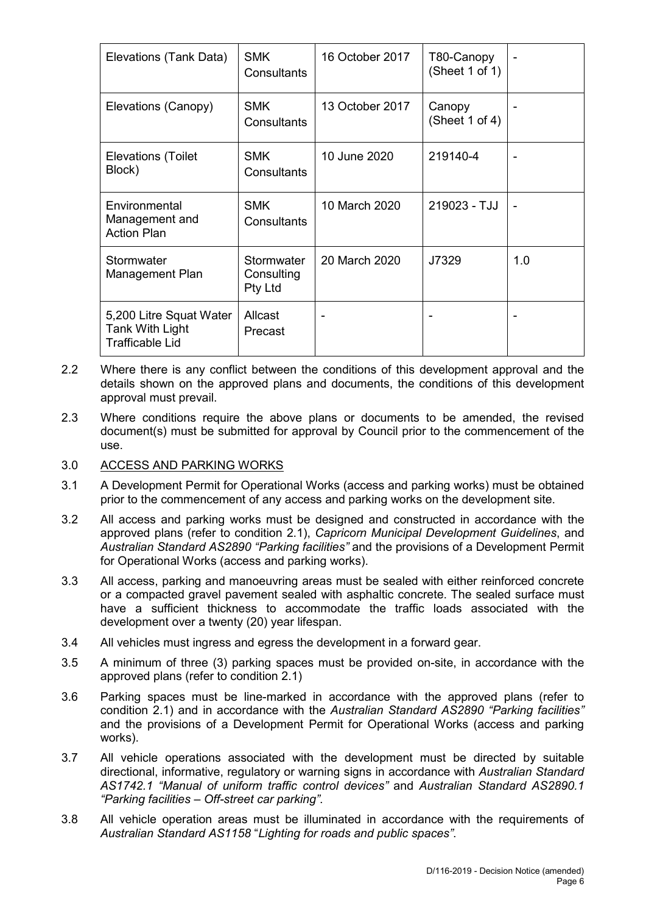| Elevations (Tank Data) | SMK Consultants | 16 October 2017 | T80-Canopy (Sheet 1 of 1) | - |
|---|---|---|---|---|
| Elevations (Canopy) | SMK Consultants | 13 October 2017 | Canopy (Sheet 1 of 4) | - |
| Elevations (Toilet Block) | SMK Consultants | 10 June 2020 | 219140-4 | - |
| Environmental Management and Action Plan | SMK Consultants | 10 March 2020 | 219023 - TJJ | - |
| Stormwater Management Plan | Stormwater Consulting Pty Ltd | 20 March 2020 | J7329 | 1.0 |
| 5,200 Litre Squat Water Tank With Light Trafficable Lid | Allcast Precast | - | - | - |

2.2 Where there is any conflict between the conditions of this development approval and the details shown on the approved plans and documents, the conditions of this development approval must prevail.

2.3 Where conditions require the above plans or documents to be amended, the revised document(s) must be submitted for approval by Council prior to the commencement of the use.

3.0 ACCESS AND PARKING WORKS

3.1 A Development Permit for Operational Works (access and parking works) must be obtained prior to the commencement of any access and parking works on the development site.

3.2 All access and parking works must be designed and constructed in accordance with the approved plans (refer to condition 2.1), *Capricorn Municipal Development Guidelines*, and *Australian Standard AS2890 "Parking facilities"* and the provisions of a Development Permit for Operational Works (access and parking works).

3.3 All access, parking and manoeuvring areas must be sealed with either reinforced concrete or a compacted gravel pavement sealed with asphaltic concrete. The sealed surface must have a sufficient thickness to accommodate the traffic loads associated with the development over a twenty (20) year lifespan.

3.4 All vehicles must ingress and egress the development in a forward gear.

3.5 A minimum of three (3) parking spaces must be provided on-site, in accordance with the approved plans (refer to condition 2.1)

3.6 Parking spaces must be line-marked in accordance with the approved plans (refer to condition 2.1) and in accordance with the *Australian Standard AS2890 "Parking facilities"* and the provisions of a Development Permit for Operational Works (access and parking works).

3.7 All vehicle operations associated with the development must be directed by suitable directional, informative, regulatory or warning signs in accordance with *Australian Standard AS1742.1 "Manual of uniform traffic control devices"* and *Australian Standard AS2890.1 "Parking facilities – Off-street car parking"*.

3.8 All vehicle operation areas must be illuminated in accordance with the requirements of *Australian Standard AS1158 "Lighting for roads and public spaces"*.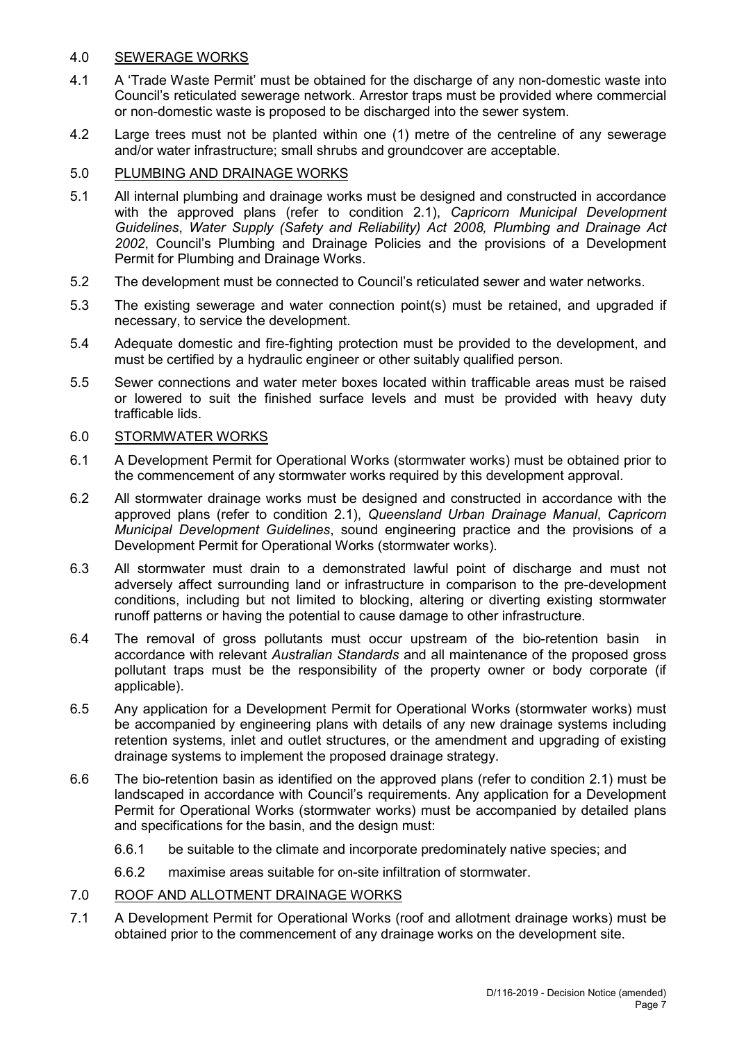## 4.0 SEWERAGE WORKS

4.1 A 'Trade Waste Permit' must be obtained for the discharge of any non-domestic waste into Council's reticulated sewerage network. Arrestor traps must be provided where commercial or non-domestic waste is proposed to be discharged into the sewer system.

4.2 Large trees must not be planted within one (1) metre of the centreline of any sewerage and/or water infrastructure; small shrubs and groundcover are acceptable.

## 5.0 PLUMBING AND DRAINAGE WORKS

5.1 All internal plumbing and drainage works must be designed and constructed in accordance with the approved plans (refer to condition 2.1), *Capricorn Municipal Development Guidelines*, *Water Supply (Safety and Reliability) Act 2008, Plumbing and Drainage Act 2002*, Council's Plumbing and Drainage Policies and the provisions of a Development Permit for Plumbing and Drainage Works.

5.2 The development must be connected to Council's reticulated sewer and water networks.

5.3 The existing sewerage and water connection point(s) must be retained, and upgraded if necessary, to service the development.

5.4 Adequate domestic and fire-fighting protection must be provided to the development, and must be certified by a hydraulic engineer or other suitably qualified person.

5.5 Sewer connections and water meter boxes located within trafficable areas must be raised or lowered to suit the finished surface levels and must be provided with heavy duty trafficable lids.

## 6.0 STORMWATER WORKS

6.1 A Development Permit for Operational Works (stormwater works) must be obtained prior to the commencement of any stormwater works required by this development approval.

6.2 All stormwater drainage works must be designed and constructed in accordance with the approved plans (refer to condition 2.1), *Queensland Urban Drainage Manual*, *Capricorn Municipal Development Guidelines*, sound engineering practice and the provisions of a Development Permit for Operational Works (stormwater works).

6.3 All stormwater must drain to a demonstrated lawful point of discharge and must not adversely affect surrounding land or infrastructure in comparison to the pre-development conditions, including but not limited to blocking, altering or diverting existing stormwater runoff patterns or having the potential to cause damage to other infrastructure.

6.4 The removal of gross pollutants must occur upstream of the bio-retention basin in accordance with relevant *Australian Standards* and all maintenance of the proposed gross pollutant traps must be the responsibility of the property owner or body corporate (if applicable).

6.5 Any application for a Development Permit for Operational Works (stormwater works) must be accompanied by engineering plans with details of any new drainage systems including retention systems, inlet and outlet structures, or the amendment and upgrading of existing drainage systems to implement the proposed drainage strategy.

6.6 The bio-retention basin as identified on the approved plans (refer to condition 2.1) must be landscaped in accordance with Council's requirements. Any application for a Development Permit for Operational Works (stormwater works) must be accompanied by detailed plans and specifications for the basin, and the design must:

- 6.6.1 be suitable to the climate and incorporate predominately native species; and
- 6.6.2 maximise areas suitable for on-site infiltration of stormwater.

## 7.0 ROOF AND ALLOTMENT DRAINAGE WORKS

7.1 A Development Permit for Operational Works (roof and allotment drainage works) must be obtained prior to the commencement of any drainage works on the development site.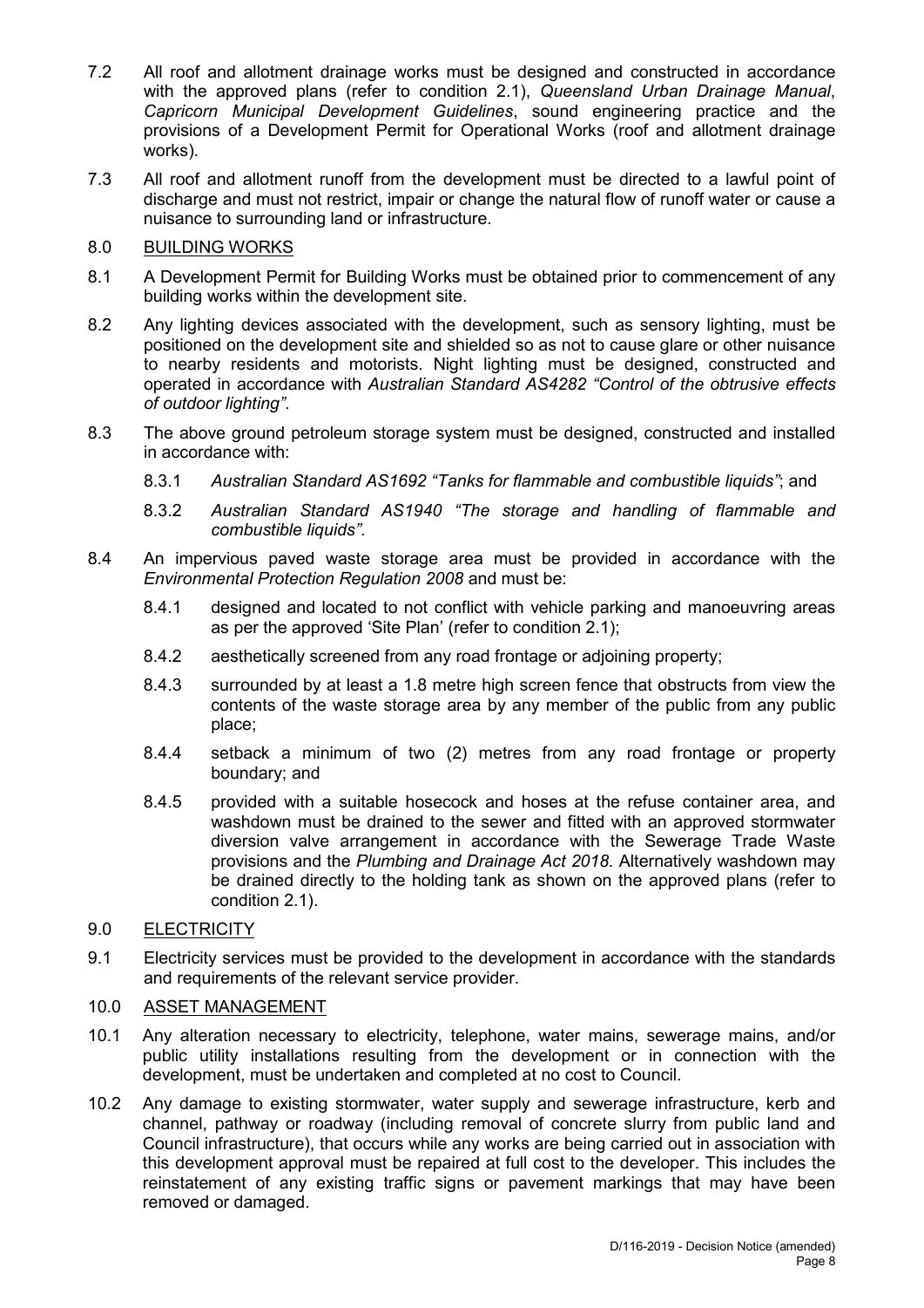7.2 All roof and allotment drainage works must be designed and constructed in accordance with the approved plans (refer to condition 2.1), *Queensland Urban Drainage Manual*, *Capricorn Municipal Development Guidelines*, sound engineering practice and the provisions of a Development Permit for Operational Works (roof and allotment drainage works).

7.3 All roof and allotment runoff from the development must be directed to a lawful point of discharge and must not restrict, impair or change the natural flow of runoff water or cause a nuisance to surrounding land or infrastructure.

## 8.0 BUILDING WORKS

8.1 A Development Permit for Building Works must be obtained prior to commencement of any building works within the development site.

8.2 Any lighting devices associated with the development, such as sensory lighting, must be positioned on the development site and shielded so as not to cause glare or other nuisance to nearby residents and motorists. Night lighting must be designed, constructed and operated in accordance with *Australian Standard AS4282 "Control of the obtrusive effects of outdoor lighting"*.

8.3 The above ground petroleum storage system must be designed, constructed and installed in accordance with:

- 8.3.1 *Australian Standard AS1692 "Tanks for flammable and combustible liquids"*; and
- 8.3.2 *Australian Standard AS1940 "The storage and handling of flammable and combustible liquids"*.

8.4 An impervious paved waste storage area must be provided in accordance with the *Environmental Protection Regulation 2008* and must be:

- 8.4.1 designed and located to not conflict with vehicle parking and manoeuvring areas as per the approved 'Site Plan' (refer to condition 2.1);
- 8.4.2 aesthetically screened from any road frontage or adjoining property;
- 8.4.3 surrounded by at least a 1.8 metre high screen fence that obstructs from view the contents of the waste storage area by any member of the public from any public place;
- 8.4.4 setback a minimum of two (2) metres from any road frontage or property boundary; and
- 8.4.5 provided with a suitable hosecock and hoses at the refuse container area, and washdown must be drained to the sewer and fitted with an approved stormwater diversion valve arrangement in accordance with the Sewerage Trade Waste provisions and the *Plumbing and Drainage Act 2018.* Alternatively washdown may be drained directly to the holding tank as shown on the approved plans (refer to condition 2.1).

## 9.0 ELECTRICITY

9.1 Electricity services must be provided to the development in accordance with the standards and requirements of the relevant service provider.

## 10.0 ASSET MANAGEMENT

10.1 Any alteration necessary to electricity, telephone, water mains, sewerage mains, and/or public utility installations resulting from the development or in connection with the development, must be undertaken and completed at no cost to Council.

10.2 Any damage to existing stormwater, water supply and sewerage infrastructure, kerb and channel, pathway or roadway (including removal of concrete slurry from public land and Council infrastructure), that occurs while any works are being carried out in association with this development approval must be repaired at full cost to the developer. This includes the reinstatement of any existing traffic signs or pavement markings that may have been removed or damaged.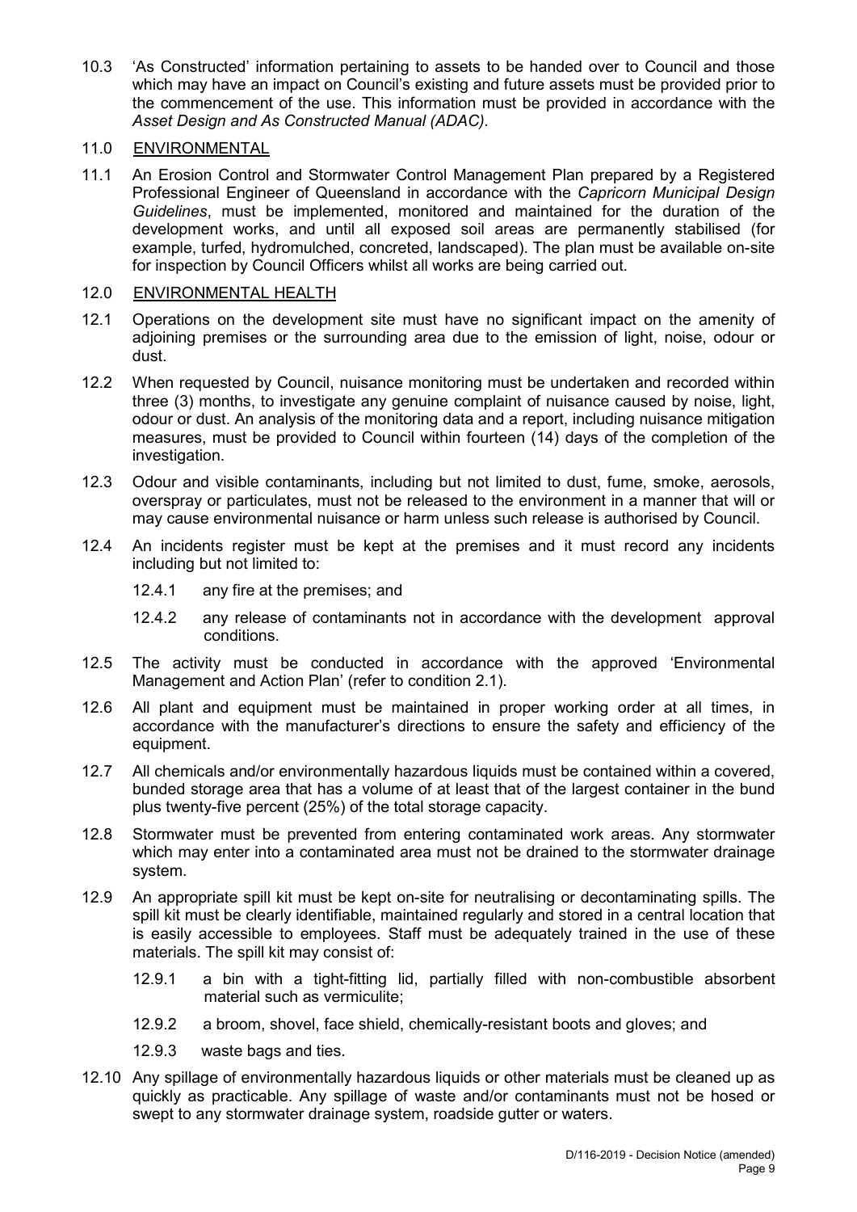10.3 'As Constructed' information pertaining to assets to be handed over to Council and those which may have an impact on Council's existing and future assets must be provided prior to the commencement of the use. This information must be provided in accordance with the *Asset Design and As Constructed Manual (ADAC).*

## 11.0 ENVIRONMENTAL

11.1 An Erosion Control and Stormwater Control Management Plan prepared by a Registered Professional Engineer of Queensland in accordance with the *Capricorn Municipal Design Guidelines*, must be implemented, monitored and maintained for the duration of the development works, and until all exposed soil areas are permanently stabilised (for example, turfed, hydromulched, concreted, landscaped). The plan must be available on-site for inspection by Council Officers whilst all works are being carried out.

## 12.0 ENVIRONMENTAL HEALTH

12.1 Operations on the development site must have no significant impact on the amenity of adjoining premises or the surrounding area due to the emission of light, noise, odour or dust.

12.2 When requested by Council, nuisance monitoring must be undertaken and recorded within three (3) months, to investigate any genuine complaint of nuisance caused by noise, light, odour or dust. An analysis of the monitoring data and a report, including nuisance mitigation measures, must be provided to Council within fourteen (14) days of the completion of the investigation.

12.3 Odour and visible contaminants, including but not limited to dust, fume, smoke, aerosols, overspray or particulates, must not be released to the environment in a manner that will or may cause environmental nuisance or harm unless such release is authorised by Council.

12.4 An incidents register must be kept at the premises and it must record any incidents including but not limited to:

- 12.4.1 any fire at the premises; and
- 12.4.2 any release of contaminants not in accordance with the development approval conditions.

12.5 The activity must be conducted in accordance with the approved 'Environmental Management and Action Plan' (refer to condition 2.1).

12.6 All plant and equipment must be maintained in proper working order at all times, in accordance with the manufacturer's directions to ensure the safety and efficiency of the equipment.

12.7 All chemicals and/or environmentally hazardous liquids must be contained within a covered, bunded storage area that has a volume of at least that of the largest container in the bund plus twenty-five percent (25%) of the total storage capacity.

12.8 Stormwater must be prevented from entering contaminated work areas. Any stormwater which may enter into a contaminated area must not be drained to the stormwater drainage system.

12.9 An appropriate spill kit must be kept on-site for neutralising or decontaminating spills. The spill kit must be clearly identifiable, maintained regularly and stored in a central location that is easily accessible to employees. Staff must be adequately trained in the use of these materials. The spill kit may consist of:

- 12.9.1 a bin with a tight-fitting lid, partially filled with non-combustible absorbent material such as vermiculite;
- 12.9.2 a broom, shovel, face shield, chemically-resistant boots and gloves; and
- 12.9.3 waste bags and ties.

12.10 Any spillage of environmentally hazardous liquids or other materials must be cleaned up as quickly as practicable. Any spillage of waste and/or contaminants must not be hosed or swept to any stormwater drainage system, roadside gutter or waters.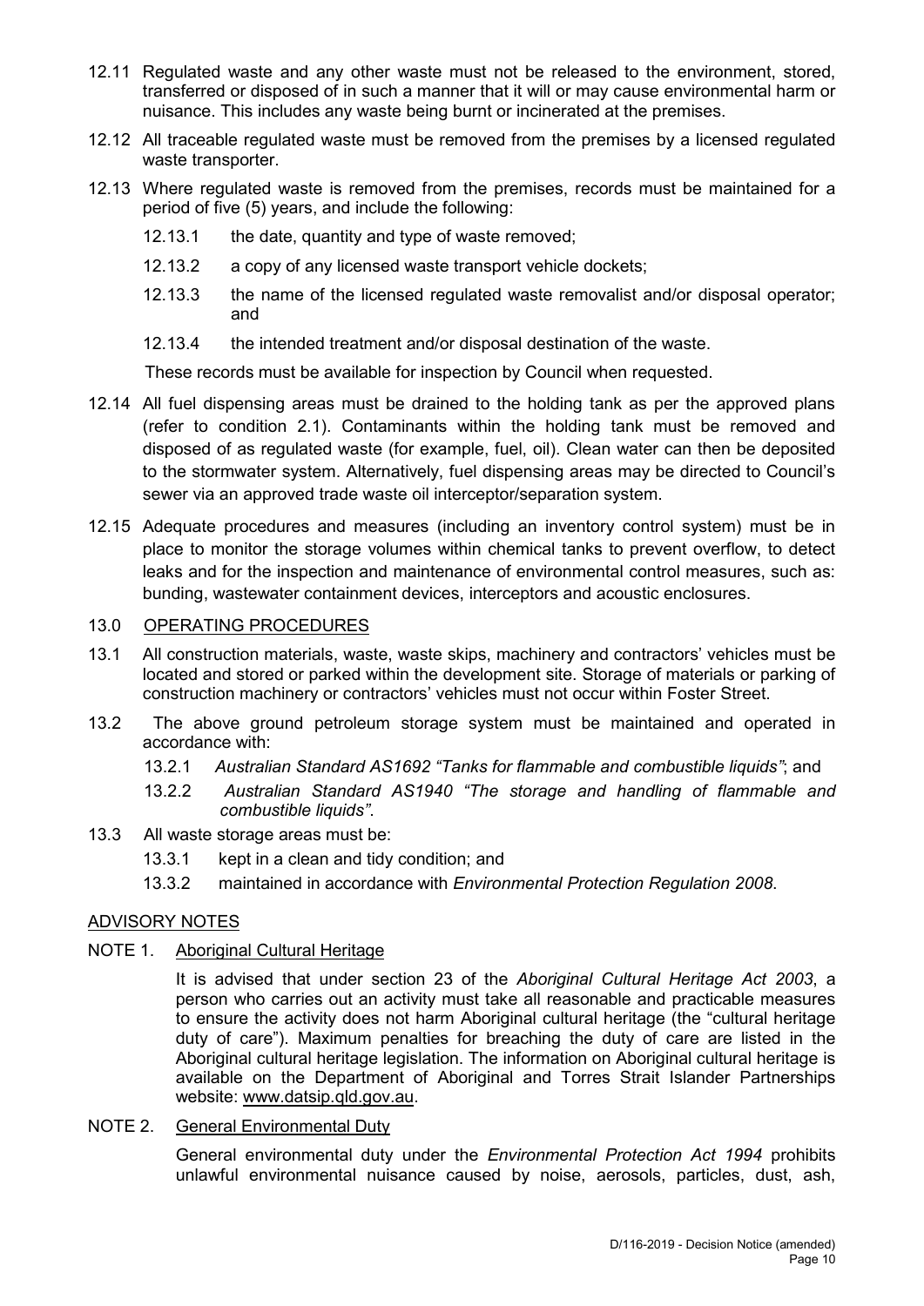12.11 Regulated waste and any other waste must not be released to the environment, stored, transferred or disposed of in such a manner that it will or may cause environmental harm or nuisance. This includes any waste being burnt or incinerated at the premises.

12.12 All traceable regulated waste must be removed from the premises by a licensed regulated waste transporter.

12.13 Where regulated waste is removed from the premises, records must be maintained for a period of five (5) years, and include the following:

- 12.13.1 the date, quantity and type of waste removed;
- 12.13.2 a copy of any licensed waste transport vehicle dockets;
- 12.13.3 the name of the licensed regulated waste removalist and/or disposal operator; and
- 12.13.4 the intended treatment and/or disposal destination of the waste.

These records must be available for inspection by Council when requested.

12.14 All fuel dispensing areas must be drained to the holding tank as per the approved plans (refer to condition 2.1). Contaminants within the holding tank must be removed and disposed of as regulated waste (for example, fuel, oil). Clean water can then be deposited to the stormwater system. Alternatively, fuel dispensing areas may be directed to Council's sewer via an approved trade waste oil interceptor/separation system.

12.15 Adequate procedures and measures (including an inventory control system) must be in place to monitor the storage volumes within chemical tanks to prevent overflow, to detect leaks and for the inspection and maintenance of environmental control measures, such as: bunding, wastewater containment devices, interceptors and acoustic enclosures.

## 13.0 OPERATING PROCEDURES

13.1 All construction materials, waste, waste skips, machinery and contractors' vehicles must be located and stored or parked within the development site. Storage of materials or parking of construction machinery or contractors' vehicles must not occur within Foster Street.

13.2 The above ground petroleum storage system must be maintained and operated in accordance with:

- 13.2.1 *Australian Standard AS1692 "Tanks for flammable and combustible liquids"*; and
- 13.2.2 *Australian Standard AS1940 "The storage and handling of flammable and combustible liquids"*.

13.3 All waste storage areas must be:

- 13.3.1 kept in a clean and tidy condition; and
- 13.3.2 maintained in accordance with *Environmental Protection Regulation 2008*.

## ADVISORY NOTES

### NOTE 1. Aboriginal Cultural Heritage

It is advised that under section 23 of the *Aboriginal Cultural Heritage Act 2003*, a person who carries out an activity must take all reasonable and practicable measures to ensure the activity does not harm Aboriginal cultural heritage (the "cultural heritage duty of care"). Maximum penalties for breaching the duty of care are listed in the Aboriginal cultural heritage legislation. The information on Aboriginal cultural heritage is available on the Department of Aboriginal and Torres Strait Islander Partnerships website: www.datsip.qld.gov.au.

### NOTE 2. General Environmental Duty

General environmental duty under the *Environmental Protection Act 1994* prohibits unlawful environmental nuisance caused by noise, aerosols, particles, dust, ash,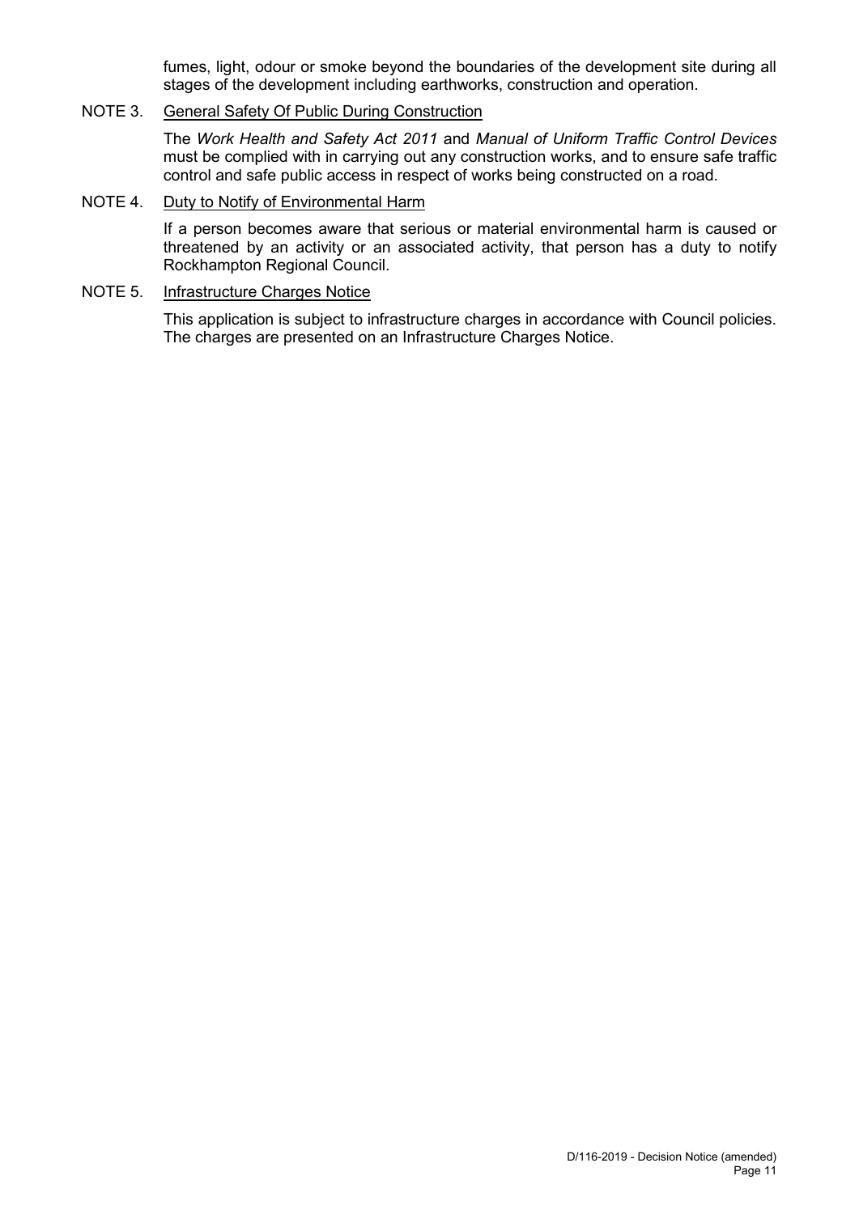fumes, light, odour or smoke beyond the boundaries of the development site during all stages of the development including earthworks, construction and operation.

NOTE 3. General Safety Of Public During Construction

The *Work Health and Safety Act 2011* and *Manual of Uniform Traffic Control Devices* must be complied with in carrying out any construction works, and to ensure safe traffic control and safe public access in respect of works being constructed on a road.

NOTE 4. Duty to Notify of Environmental Harm

If a person becomes aware that serious or material environmental harm is caused or threatened by an activity or an associated activity, that person has a duty to notify Rockhampton Regional Council.

NOTE 5. Infrastructure Charges Notice

This application is subject to infrastructure charges in accordance with Council policies. The charges are presented on an Infrastructure Charges Notice.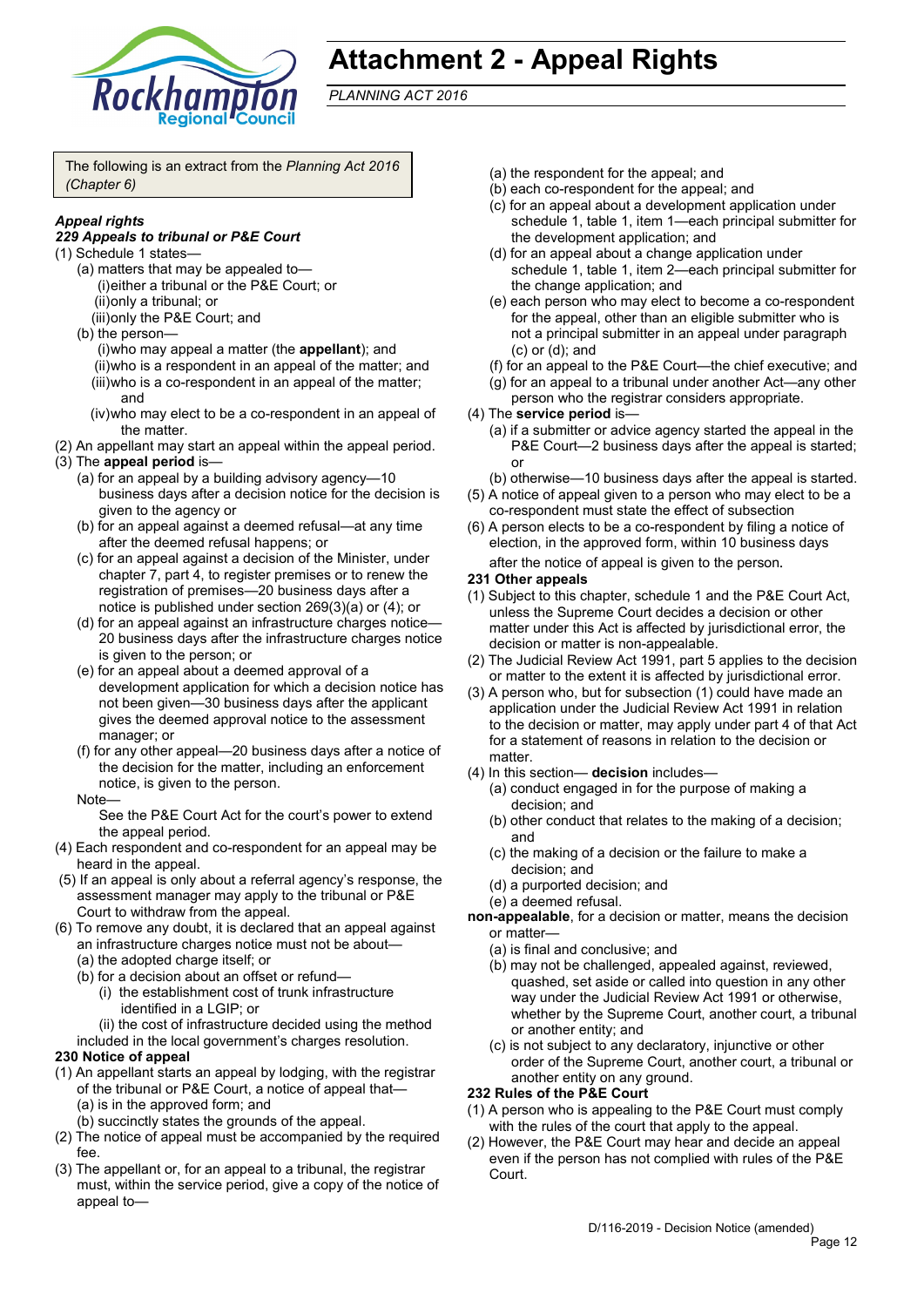# Attachment 2 - Appeal Rights

*PLANNING ACT 2016*

The following is an extract from the *Planning Act 2016 (Chapter 6)*

***Appeal rights***

***229 Appeals to tribunal or P&E Court***

(1) Schedule 1 states—

(a) matters that may be appealed to—

(i) either a tribunal or the P&E Court; or

(ii) only a tribunal; or

(iii) only the P&E Court; and

(b) the person—

(i) who may appeal a matter (the **appellant**); and

(ii) who is a respondent in an appeal of the matter; and

(iii) who is a co-respondent in an appeal of the matter; and

(iv) who may elect to be a co-respondent in an appeal of the matter.

(2) An appellant may start an appeal within the appeal period.

(3) The **appeal period** is—

(a) for an appeal by a building advisory agency—10 business days after a decision notice for the decision is given to the agency or

(b) for an appeal against a deemed refusal—at any time after the deemed refusal happens; or

(c) for an appeal against a decision of the Minister, under chapter 7, part 4, to register premises or to renew the registration of premises—20 business days after a notice is published under section 269(3)(a) or (4); or

(d) for an appeal against an infrastructure charges notice—20 business days after the infrastructure charges notice is given to the person; or

(e) for an appeal about a deemed approval of a development application for which a decision notice has not been given—30 business days after the applicant gives the deemed approval notice to the assessment manager; or

(f) for any other appeal—20 business days after a notice of the decision for the matter, including an enforcement notice, is given to the person.

Note—

See the P&E Court Act for the court's power to extend the appeal period.

(4) Each respondent and co-respondent for an appeal may be heard in the appeal.

(5) If an appeal is only about a referral agency's response, the assessment manager may apply to the tribunal or P&E Court to withdraw from the appeal.

(6) To remove any doubt, it is declared that an appeal against an infrastructure charges notice must not be about—

(a) the adopted charge itself; or

(b) for a decision about an offset or refund—

(i) the establishment cost of trunk infrastructure identified in a LGIP; or

(ii) the cost of infrastructure decided using the method included in the local government's charges resolution.

**230 Notice of appeal**

(1) An appellant starts an appeal by lodging, with the registrar of the tribunal or P&E Court, a notice of appeal that—

(a) is in the approved form; and

(b) succinctly states the grounds of the appeal.

(2) The notice of appeal must be accompanied by the required fee.

(3) The appellant or, for an appeal to a tribunal, the registrar must, within the service period, give a copy of the notice of appeal to—

(a) the respondent for the appeal; and

(b) each co-respondent for the appeal; and

(c) for an appeal about a development application under schedule 1, table 1, item 1—each principal submitter for the development application; and

(d) for an appeal about a change application under schedule 1, table 1, item 2—each principal submitter for the change application; and

(e) each person who may elect to become a co-respondent for the appeal, other than an eligible submitter who is not a principal submitter in an appeal under paragraph (c) or (d); and

(f) for an appeal to the P&E Court—the chief executive; and

(g) for an appeal to a tribunal under another Act—any other person who the registrar considers appropriate.

(4) The **service period** is—

(a) if a submitter or advice agency started the appeal in the P&E Court—2 business days after the appeal is started; or

(b) otherwise—10 business days after the appeal is started.

(5) A notice of appeal given to a person who may elect to be a co-respondent must state the effect of subsection

(6) A person elects to be a co-respondent by filing a notice of election, in the approved form, within 10 business days after the notice of appeal is given to the person.

**231 Other appeals**

(1) Subject to this chapter, schedule 1 and the P&E Court Act, unless the Supreme Court decides a decision or other matter under this Act is affected by jurisdictional error, the decision or matter is non-appealable.

(2) The Judicial Review Act 1991, part 5 applies to the decision or matter to the extent it is affected by jurisdictional error.

(3) A person who, but for subsection (1) could have made an application under the Judicial Review Act 1991 in relation to the decision or matter, may apply under part 4 of that Act for a statement of reasons in relation to the decision or matter.

(4) In this section— **decision** includes—

(a) conduct engaged in for the purpose of making a decision; and

(b) other conduct that relates to the making of a decision; and

(c) the making of a decision or the failure to make a decision; and

(d) a purported decision; and

(e) a deemed refusal.

**non-appealable**, for a decision or matter, means the decision or matter—

(a) is final and conclusive; and

(b) may not be challenged, appealed against, reviewed, quashed, set aside or called into question in any other way under the Judicial Review Act 1991 or otherwise, whether by the Supreme Court, another court, a tribunal or another entity; and

(c) is not subject to any declaratory, injunctive or other order of the Supreme Court, another court, a tribunal or another entity on any ground.

**232 Rules of the P&E Court**

(1) A person who is appealing to the P&E Court must comply with the rules of the court that apply to the appeal.

(2) However, the P&E Court may hear and decide an appeal even if the person has not complied with rules of the P&E Court.

D/116-2019 - Decision Notice (amended)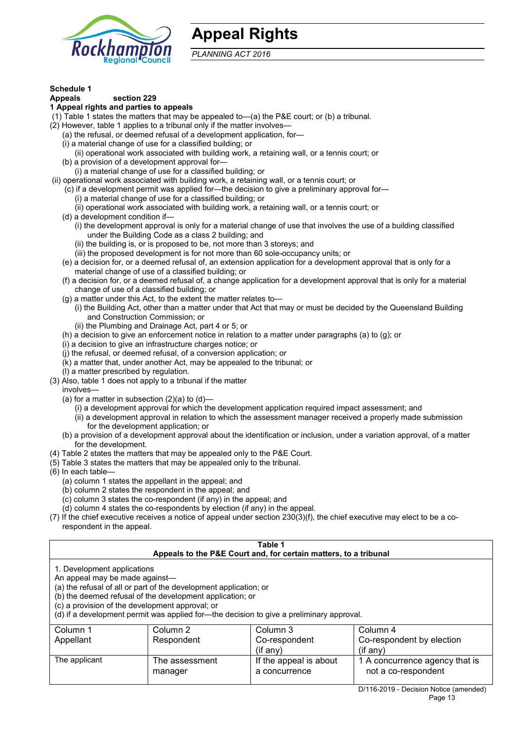# Appeal Rights

*PLANNING ACT 2016*

**Schedule 1**

**Appeals section 229**

**1 Appeal rights and parties to appeals**

(1) Table 1 states the matters that may be appealed to—(a) the P&E court; or (b) a tribunal.

(2) However, table 1 applies to a tribunal only if the matter involves—

(a) the refusal, or deemed refusal of a development application, for—

(i) a material change of use for a classified building; or

(ii) operational work associated with building work, a retaining wall, or a tennis court; or

(b) a provision of a development approval for—

(i) a material change of use for a classified building; or

(ii) operational work associated with building work, a retaining wall, or a tennis court; or

(c) if a development permit was applied for—the decision to give a preliminary approval for—

(i) a material change of use for a classified building; or

(ii) operational work associated with building work, a retaining wall, or a tennis court; or

(d) a development condition if—

(i) the development approval is only for a material change of use that involves the use of a building classified under the Building Code as a class 2 building; and

(ii) the building is, or is proposed to be, not more than 3 storeys; and

(iii) the proposed development is for not more than 60 sole-occupancy units; or

(e) a decision for, or a deemed refusal of, an extension application for a development approval that is only for a material change of use of a classified building; or

(f) a decision for, or a deemed refusal of, a change application for a development approval that is only for a material change of use of a classified building; or

(g) a matter under this Act, to the extent the matter relates to—

(i) the Building Act, other than a matter under that Act that may or must be decided by the Queensland Building and Construction Commission; or

(ii) the Plumbing and Drainage Act, part 4 or 5; or

(h) a decision to give an enforcement notice in relation to a matter under paragraphs (a) to (g); or

(i) a decision to give an infrastructure charges notice; or

(j) the refusal, or deemed refusal, of a conversion application; or

(k) a matter that, under another Act, may be appealed to the tribunal; or

(l) a matter prescribed by regulation.

(3) Also, table 1 does not apply to a tribunal if the matter involves—

(a) for a matter in subsection (2)(a) to (d)—

(i) a development approval for which the development application required impact assessment; and

(ii) a development approval in relation to which the assessment manager received a properly made submission for the development application; or

(b) a provision of a development approval about the identification or inclusion, under a variation approval, of a matter for the development.

(4) Table 2 states the matters that may be appealed only to the P&E Court.

(5) Table 3 states the matters that may be appealed only to the tribunal.

(6) In each table—

(a) column 1 states the appellant in the appeal; and

(b) column 2 states the respondent in the appeal; and

(c) column 3 states the co-respondent (if any) in the appeal; and

(d) column 4 states the co-respondents by election (if any) in the appeal.

(7) If the chief executive receives a notice of appeal under section 230(3)(f), the chief executive may elect to be a co-respondent in the appeal.

**Table 1**
**Appeals to the P&E Court and, for certain matters, to a tribunal**

1. Development applications

An appeal may be made against—

(a) the refusal of all or part of the development application; or

(b) the deemed refusal of the development application; or

(c) a provision of the development approval; or

(d) if a development permit was applied for—the decision to give a preliminary approval.

| Column 1<br>Appellant | Column 2<br>Respondent | Column 3<br>Co-respondent<br>(if any) | Column 4<br>Co-respondent by election<br>(if any) |
|---|---|---|---|
| The applicant | The assessment manager | If the appeal is about a concurrence | 1 A concurrence agency that is not a co-respondent |

D/116-2019 - Decision Notice (amended)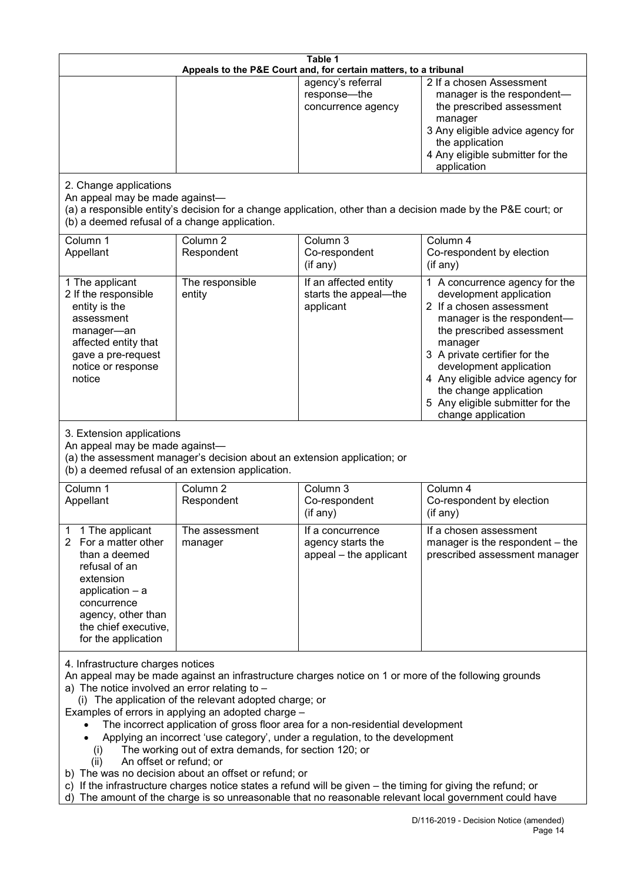**Table 1**
**Appeals to the P&E Court and, for certain matters, to a tribunal**

| | | | |
|---|---|---|---|
| | | agency's referral response—the concurrence agency | 2 If a chosen Assessment manager is the respondent—the prescribed assessment manager<br>3 Any eligible advice agency for the application<br>4 Any eligible submitter for the application |

2. Change applications

An appeal may be made against—

(a) a responsible entity's decision for a change application, other than a decision made by the P&E court; or

(b) a deemed refusal of a change application.

| Column 1<br>Appellant | Column 2<br>Respondent | Column 3<br>Co-respondent<br>(if any) | Column 4<br>Co-respondent by election<br>(if any) |
|---|---|---|---|
| 1 The applicant<br>2 If the responsible entity is the assessment manager—an affected entity that gave a pre-request notice or response notice | The responsible entity | If an affected entity starts the appeal—the applicant | 1 A concurrence agency for the development application<br>2 If a chosen assessment manager is the respondent—the prescribed assessment manager<br>3 A private certifier for the development application<br>4 Any eligible advice agency for the change application<br>5 Any eligible submitter for the change application |

3. Extension applications

An appeal may be made against—

(a) the assessment manager's decision about an extension application; or

(b) a deemed refusal of an extension application.

| Column 1<br>Appellant | Column 2<br>Respondent | Column 3<br>Co-respondent<br>(if any) | Column 4<br>Co-respondent by election<br>(if any) |
|---|---|---|---|
| 1 1 The applicant<br>2 For a matter other than a deemed refusal of an extension application – a concurrence agency, other than the chief executive, for the application | The assessment manager | If a concurrence agency starts the appeal – the applicant | If a chosen assessment manager is the respondent – the prescribed assessment manager |

4. Infrastructure charges notices

An appeal may be made against an infrastructure charges notice on 1 or more of the following grounds

a) The notice involved an error relating to –

(i) The application of the relevant adopted charge; or

Examples of errors in applying an adopted charge –

- The incorrect application of gross floor area for a non-residential development
- Applying an incorrect 'use category', under a regulation, to the development

(i) The working out of extra demands, for section 120; or

(ii) An offset or refund; or

b) The was no decision about an offset or refund; or

c) If the infrastructure charges notice states a refund will be given – the timing for giving the refund; or

d) The amount of the charge is so unreasonable that no reasonable relevant local government could have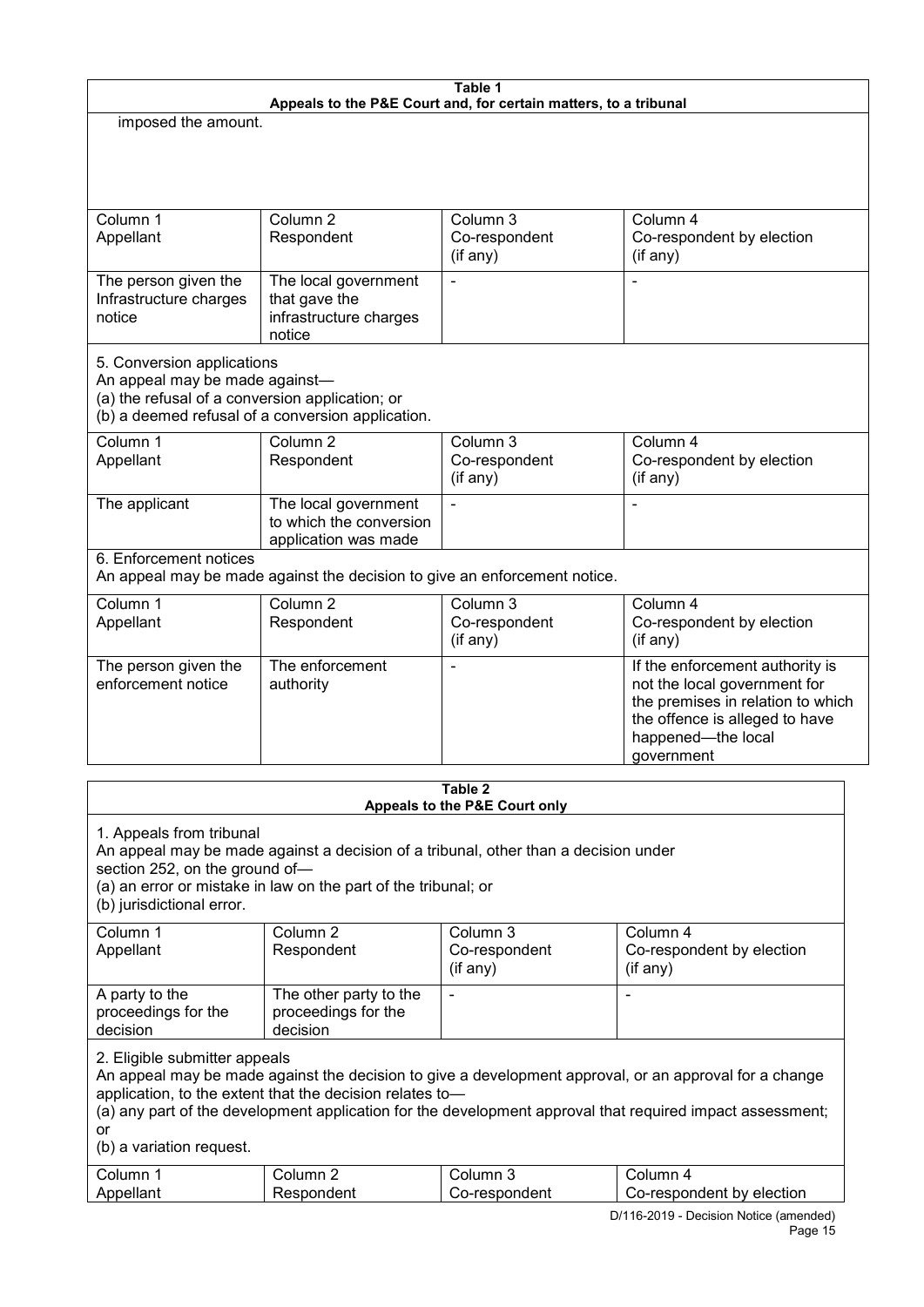| Table 1<br>Appeals to the P&E Court and, for certain matters, to a tribunal | | | |
|---|---|---|---|
| imposed the amount. | | | |
| Column 1<br>Appellant | Column 2<br>Respondent | Column 3<br>Co-respondent<br>(if any) | Column 4<br>Co-respondent by election<br>(if any) |
| The person given the Infrastructure charges notice | The local government that gave the infrastructure charges notice | - | - |
| 5. Conversion applications<br>An appeal may be made against—<br>(a) the refusal of a conversion application; or<br>(b) a deemed refusal of a conversion application. | | | |
| Column 1<br>Appellant | Column 2<br>Respondent | Column 3<br>Co-respondent<br>(if any) | Column 4<br>Co-respondent by election<br>(if any) |
| The applicant | The local government to which the conversion application was made | - | - |
| 6. Enforcement notices<br>An appeal may be made against the decision to give an enforcement notice. | | | |
| Column 1<br>Appellant | Column 2<br>Respondent | Column 3<br>Co-respondent<br>(if any) | Column 4<br>Co-respondent by election<br>(if any) |
| The person given the enforcement notice | The enforcement authority | - | If the enforcement authority is not the local government for the premises in relation to which the offence is alleged to have happened—the local government |

| Table 2<br>Appeals to the P&E Court only | | | |
|---|---|---|---|
| 1. Appeals from tribunal<br>An appeal may be made against a decision of a tribunal, other than a decision under section 252, on the ground of—<br>(a) an error or mistake in law on the part of the tribunal; or<br>(b) jurisdictional error. | | | |
| Column 1<br>Appellant | Column 2<br>Respondent | Column 3<br>Co-respondent<br>(if any) | Column 4<br>Co-respondent by election<br>(if any) |
| A party to the proceedings for the decision | The other party to the proceedings for the decision | - | - |
| 2. Eligible submitter appeals<br>An appeal may be made against the decision to give a development approval, or an approval for a change application, to the extent that the decision relates to—<br>(a) any part of the development application for the development approval that required impact assessment; or<br>(b) a variation request. | | | |
| Column 1<br>Appellant | Column 2<br>Respondent | Column 3<br>Co-respondent | Column 4<br>Co-respondent by election |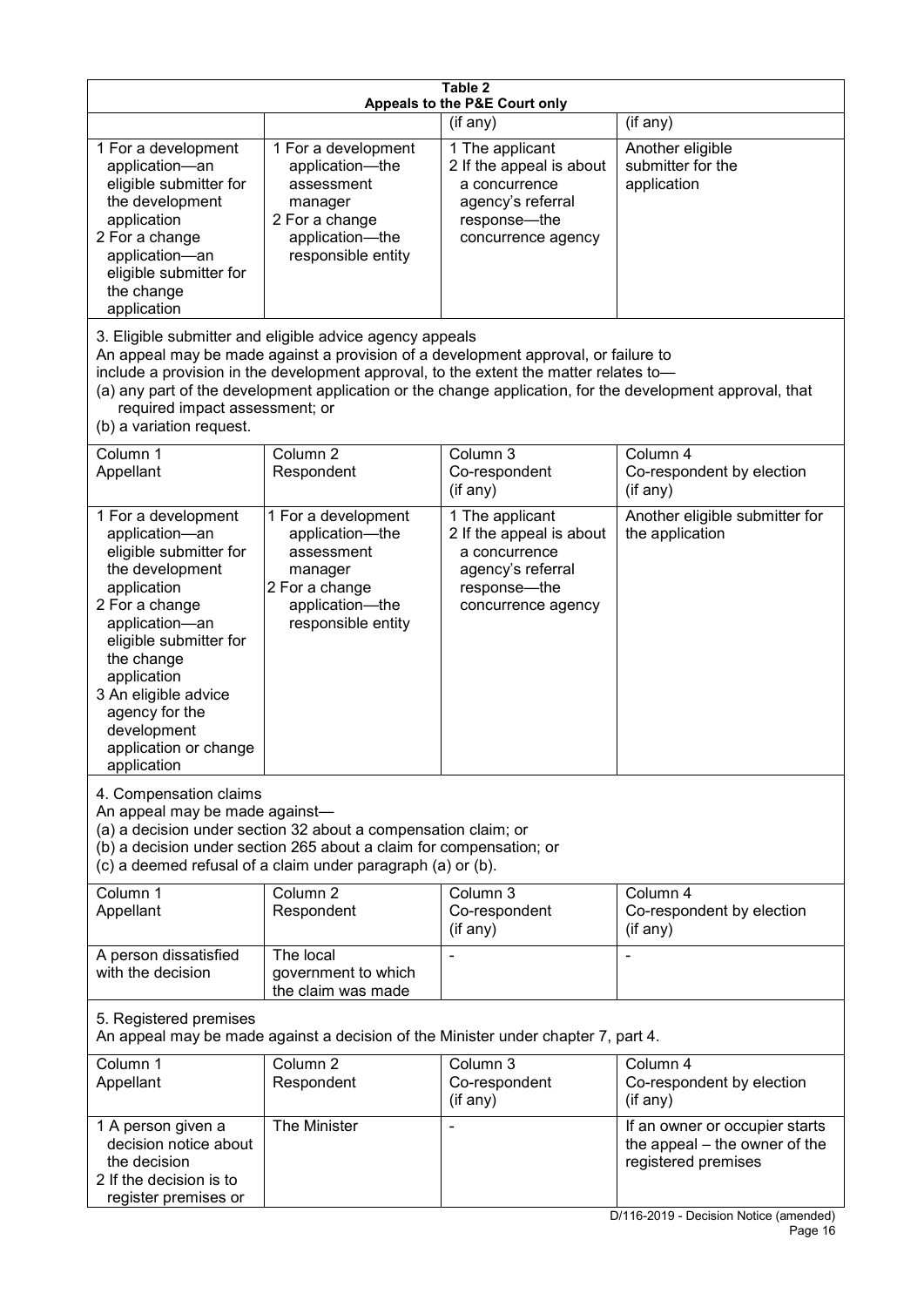**Table 2**
**Appeals to the P&E Court only**

| | | (if any) | (if any) |
|---|---|---|---|
| 1 For a development application—an eligible submitter for the development application<br>2 For a change application—an eligible submitter for the change application | 1 For a development application—the assessment manager<br>2 For a change application—the responsible entity | 1 The applicant<br>2 If the appeal is about a concurrence agency's referral response—the concurrence agency | Another eligible submitter for the application |

3. Eligible submitter and eligible advice agency appeals
An appeal may be made against a provision of a development approval, or failure to include a provision in the development approval, to the extent the matter relates to—
(a) any part of the development application or the change application, for the development approval, that required impact assessment; or
(b) a variation request.

| Column 1<br>Appellant | Column 2<br>Respondent | Column 3<br>Co-respondent<br>(if any) | Column 4<br>Co-respondent by election<br>(if any) |
|---|---|---|---|
| 1 For a development application—an eligible submitter for the development application<br>2 For a change application—an eligible submitter for the change application<br>3 An eligible advice agency for the development application or change application | 1 For a development application—the assessment manager<br>2 For a change application—the responsible entity | 1 The applicant<br>2 If the appeal is about a concurrence agency's referral response—the concurrence agency | Another eligible submitter for the application |

4. Compensation claims
An appeal may be made against—
(a) a decision under section 32 about a compensation claim; or
(b) a decision under section 265 about a claim for compensation; or
(c) a deemed refusal of a claim under paragraph (a) or (b).

| Column 1<br>Appellant | Column 2<br>Respondent | Column 3<br>Co-respondent<br>(if any) | Column 4<br>Co-respondent by election<br>(if any) |
|---|---|---|---|
| A person dissatisfied with the decision | The local government to which the claim was made | - | - |

5. Registered premises
An appeal may be made against a decision of the Minister under chapter 7, part 4.

| Column 1<br>Appellant | Column 2<br>Respondent | Column 3<br>Co-respondent<br>(if any) | Column 4<br>Co-respondent by election<br>(if any) |
|---|---|---|---|
| 1 A person given a decision notice about the decision<br>2 If the decision is to register premises or | The Minister | - | If an owner or occupier starts the appeal – the owner of the registered premises |

D/116-2019 - Decision Notice (amended)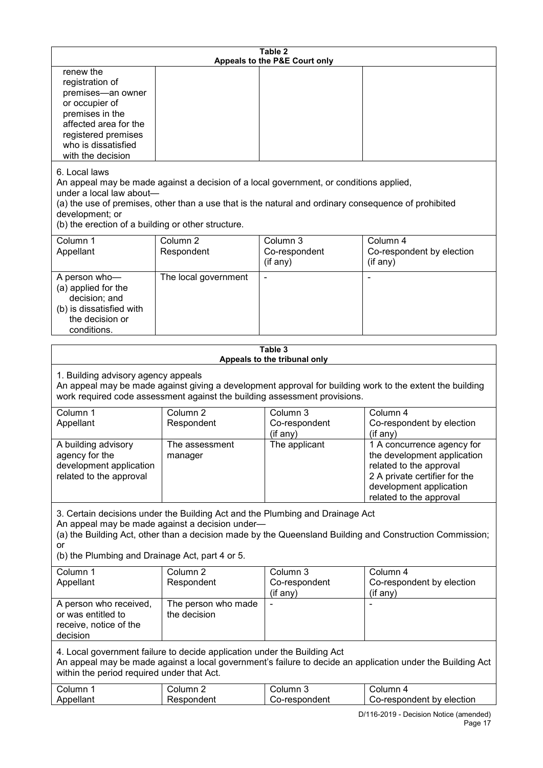**Table 2**
**Appeals to the P&E Court only**

| | | | |
|---|---|---|---|
| renew the registration of premises—an owner or occupier of premises in the affected area for the registered premises who is dissatisfied with the decision | | | |

6. Local laws
An appeal may be made against a decision of a local government, or conditions applied, under a local law about—
(a) the use of premises, other than a use that is the natural and ordinary consequence of prohibited development; or
(b) the erection of a building or other structure.

| Column 1 Appellant | Column 2 Respondent | Column 3 Co-respondent (if any) | Column 4 Co-respondent by election (if any) |
|---|---|---|---|
| A person who— (a) applied for the decision; and (b) is dissatisfied with the decision or conditions. | The local government | - | - |

**Table 3**
**Appeals to the tribunal only**

1. Building advisory agency appeals
An appeal may be made against giving a development approval for building work to the extent the building work required code assessment against the building assessment provisions.

| Column 1 Appellant | Column 2 Respondent | Column 3 Co-respondent (if any) | Column 4 Co-respondent by election (if any) |
|---|---|---|---|
| A building advisory agency for the development application related to the approval | The assessment manager | The applicant | 1 A concurrence agency for the development application related to the approval 2 A private certifier for the development application related to the approval |

3. Certain decisions under the Building Act and the Plumbing and Drainage Act
An appeal may be made against a decision under—
(a) the Building Act, other than a decision made by the Queensland Building and Construction Commission; or
(b) the Plumbing and Drainage Act, part 4 or 5.

| Column 1 Appellant | Column 2 Respondent | Column 3 Co-respondent (if any) | Column 4 Co-respondent by election (if any) |
|---|---|---|---|
| A person who received, or was entitled to receive, notice of the decision | The person who made the decision | - | - |

4. Local government failure to decide application under the Building Act
An appeal may be made against a local government's failure to decide an application under the Building Act within the period required under that Act.

| Column 1 Appellant | Column 2 Respondent | Column 3 Co-respondent | Column 4 Co-respondent by election |
|---|---|---|---|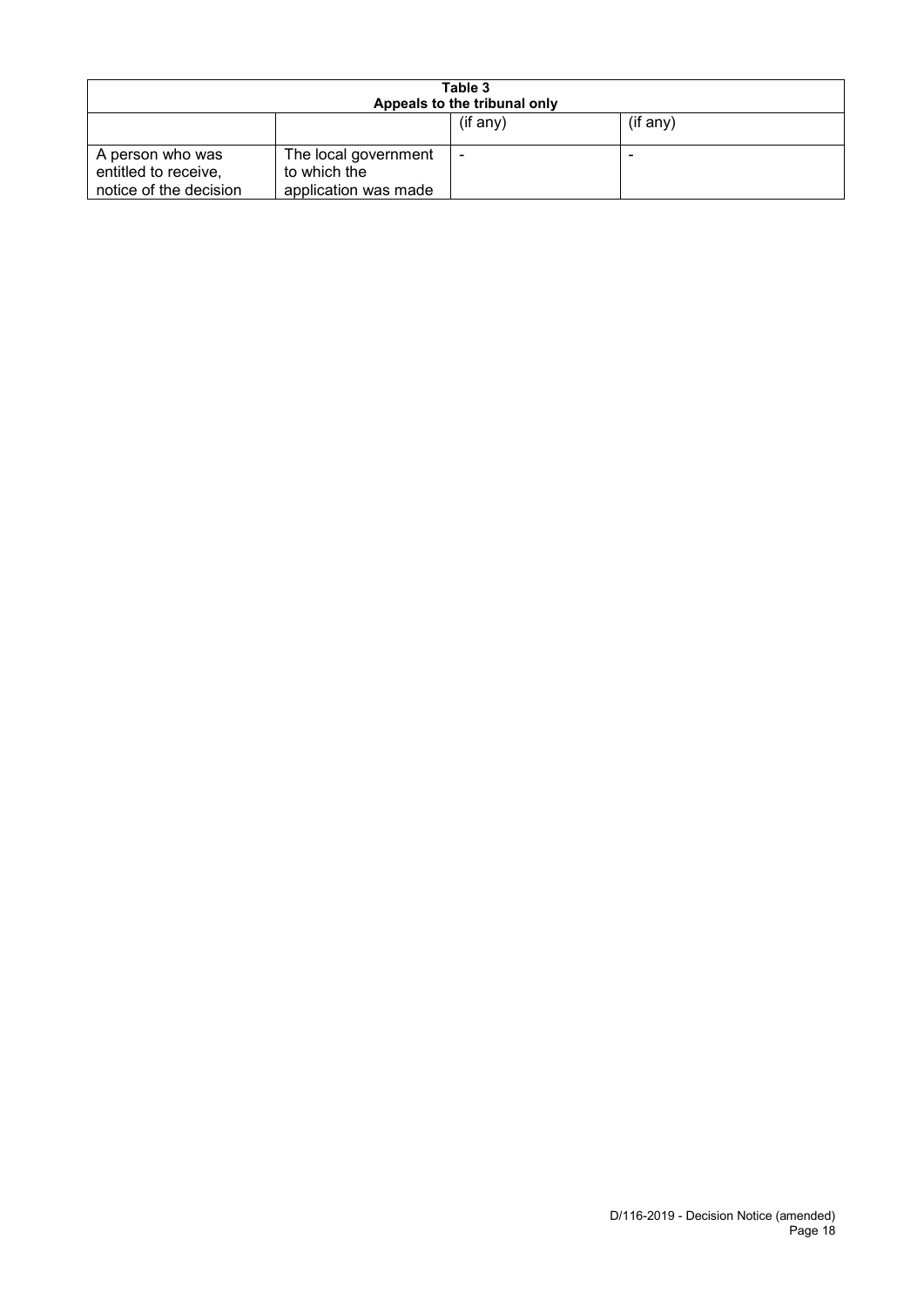| Table 3<br>Appeals to the tribunal only | | | |
|---|---|---|---|
| | | (if any) | (if any) |
| A person who was entitled to receive, notice of the decision | The local government to which the application was made | - | - |